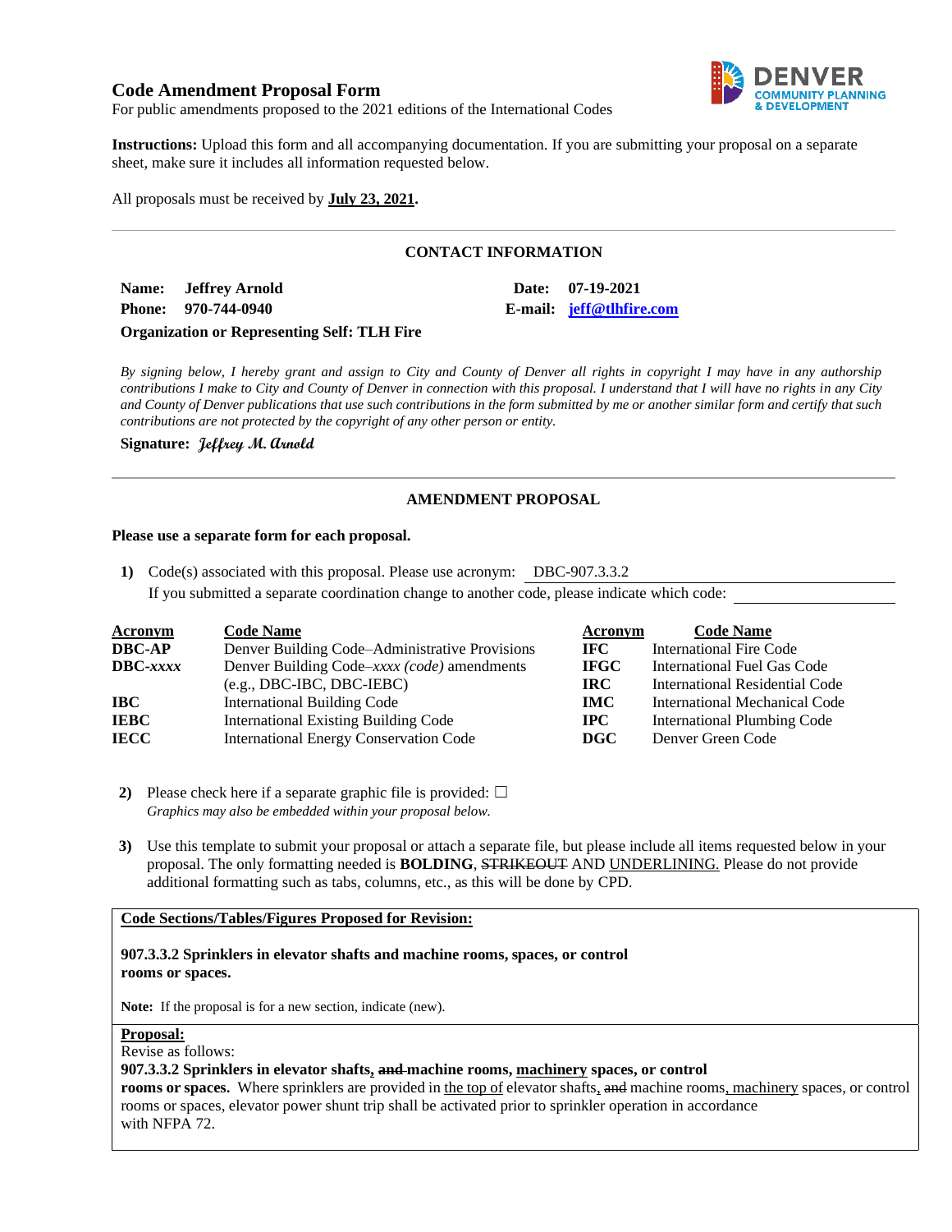# Code Amendment Proposal Form

For public amendments proposed to the 2021 editions of the International Codes

**Instructions:** Upload this form and all accompanying documentation. If you are submitting your proposal on a separate sheet, make sure it includes all information requested below.

All proposals must be received by **July 23, 2021.**

## CONTACT INFORMATION

**Name:** **Jeffrey Arnold**  
**Date:** **07-19-2021**  
**Phone:** **970-744-0940**  
**E-mail:** **jeff@tlhfire.com**  
**Organization or Representing Self: TLH Fire**

*By signing below, I hereby grant and assign to City and County of Denver all rights in copyright I may have in any authorship contributions I make to City and County of Denver in connection with this proposal. I understand that I will have no rights in any City and County of Denver publications that use such contributions in the form submitted by me or another similar form and certify that such contributions are not protected by the copyright of any other person or entity.*

**Signature:** *Jeffrey M. Arnold*

## AMENDMENT PROPOSAL

**Please use a separate form for each proposal.**

1) Code(s) associated with this proposal. Please use acronym: DBC-907.3.3.2  
   If you submitted a separate coordination change to another code, please indicate which code:

| Acronym | Code Name | Acronym | Code Name |
|---|---|---|---|
| **DBC-AP** | Denver Building Code–Administrative Provisions | **IFC** | International Fire Code |
| **DBC-*xxxx*** | Denver Building Code–*xxxx (code)* amendments (e.g., DBC-IBC, DBC-IEBC) | **IFGC** | International Fuel Gas Code |
| | | **IRC** | International Residential Code |
| **IBC** | International Building Code | **IMC** | International Mechanical Code |
| **IEBC** | International Existing Building Code | **IPC** | International Plumbing Code |
| **IECC** | International Energy Conservation Code | **DGC** | Denver Green Code |

2) Please check here if a separate graphic file is provided: ☐  
   *Graphics may also be embedded within your proposal below.*

3) Use this template to submit your proposal or attach a separate file, but please include all items requested below in your proposal. The only formatting needed is **BOLDING**, ~~STRIKEOUT~~ AND <u>UNDERLINING.</u> Please do not provide additional formatting such as tabs, columns, etc., as this will be done by CPD.

**<u>Code Sections/Tables/Figures Proposed for Revision:</u>**

**907.3.3.2 Sprinklers in elevator shafts and machine rooms, spaces, or control rooms or spaces.**

**Note:** If the proposal is for a new section, indicate (new).

**<u>Proposal:</u>**

Revise as follows:

**907.3.3.2 Sprinklers in elevator shafts<u>,</u> ~~and~~ machine rooms, <u>machinery</u> spaces, or control rooms or spaces.** Where sprinklers are provided in <u>the top of</u> elevator shafts<u>,</u> ~~and~~ machine rooms<u>, machinery</u> spaces, or control rooms or spaces, elevator power shunt trip shall be activated prior to sprinkler operation in accordance with NFPA 72.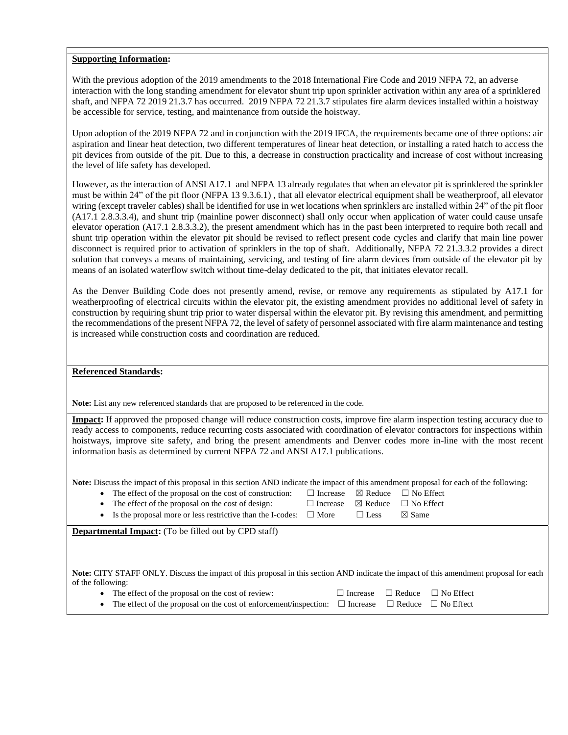**Supporting Information:**

With the previous adoption of the 2019 amendments to the 2018 International Fire Code and 2019 NFPA 72, an adverse interaction with the long standing amendment for elevator shunt trip upon sprinkler activation within any area of a sprinklered shaft, and NFPA 72 2019 21.3.7 has occurred. 2019 NFPA 72 21.3.7 stipulates fire alarm devices installed within a hoistway be accessible for service, testing, and maintenance from outside the hoistway.

Upon adoption of the 2019 NFPA 72 and in conjunction with the 2019 IFCA, the requirements became one of three options: air aspiration and linear heat detection, two different temperatures of linear heat detection, or installing a rated hatch to access the pit devices from outside of the pit. Due to this, a decrease in construction practicality and increase of cost without increasing the level of life safety has developed.

However, as the interaction of ANSI A17.1 and NFPA 13 already regulates that when an elevator pit is sprinklered the sprinkler must be within 24" of the pit floor (NFPA 13 9.3.6.1) , that all elevator electrical equipment shall be weatherproof, all elevator wiring (except traveler cables) shall be identified for use in wet locations when sprinklers are installed within 24" of the pit floor (A17.1 2.8.3.3.4), and shunt trip (mainline power disconnect) shall only occur when application of water could cause unsafe elevator operation (A17.1 2.8.3.3.2), the present amendment which has in the past been interpreted to require both recall and shunt trip operation within the elevator pit should be revised to reflect present code cycles and clarify that main line power disconnect is required prior to activation of sprinklers in the top of shaft. Additionally, NFPA 72 21.3.3.2 provides a direct solution that conveys a means of maintaining, servicing, and testing of fire alarm devices from outside of the elevator pit by means of an isolated waterflow switch without time-delay dedicated to the pit, that initiates elevator recall.

As the Denver Building Code does not presently amend, revise, or remove any requirements as stipulated by A17.1 for weatherproofing of electrical circuits within the elevator pit, the existing amendment provides no additional level of safety in construction by requiring shunt trip prior to water dispersal within the elevator pit. By revising this amendment, and permitting the recommendations of the present NFPA 72, the level of safety of personnel associated with fire alarm maintenance and testing is increased while construction costs and coordination are reduced.

**Referenced Standards:**

**Note:** List any new referenced standards that are proposed to be referenced in the code.

**Impact:** If approved the proposed change will reduce construction costs, improve fire alarm inspection testing accuracy due to ready access to components, reduce recurring costs associated with coordination of elevator contractors for inspections within hoistways, improve site safety, and bring the present amendments and Denver codes more in-line with the most recent information basis as determined by current NFPA 72 and ANSI A17.1 publications.

**Note:** Discuss the impact of this proposal in this section AND indicate the impact of this amendment proposal for each of the following:

- The effect of the proposal on the cost of construction: ☐ Increase ☒ Reduce ☐ No Effect
- The effect of the proposal on the cost of design: ☐ Increase ☒ Reduce ☐ No Effect
- Is the proposal more or less restrictive than the I-codes: ☐ More ☐ Less ☒ Same

**Departmental Impact:** (To be filled out by CPD staff)

**Note:** CITY STAFF ONLY. Discuss the impact of this proposal in this section AND indicate the impact of this amendment proposal for each of the following:

- The effect of the proposal on the cost of review: ☐ Increase ☐ Reduce ☐ No Effect
- The effect of the proposal on the cost of enforcement/inspection: ☐ Increase ☐ Reduce ☐ No Effect